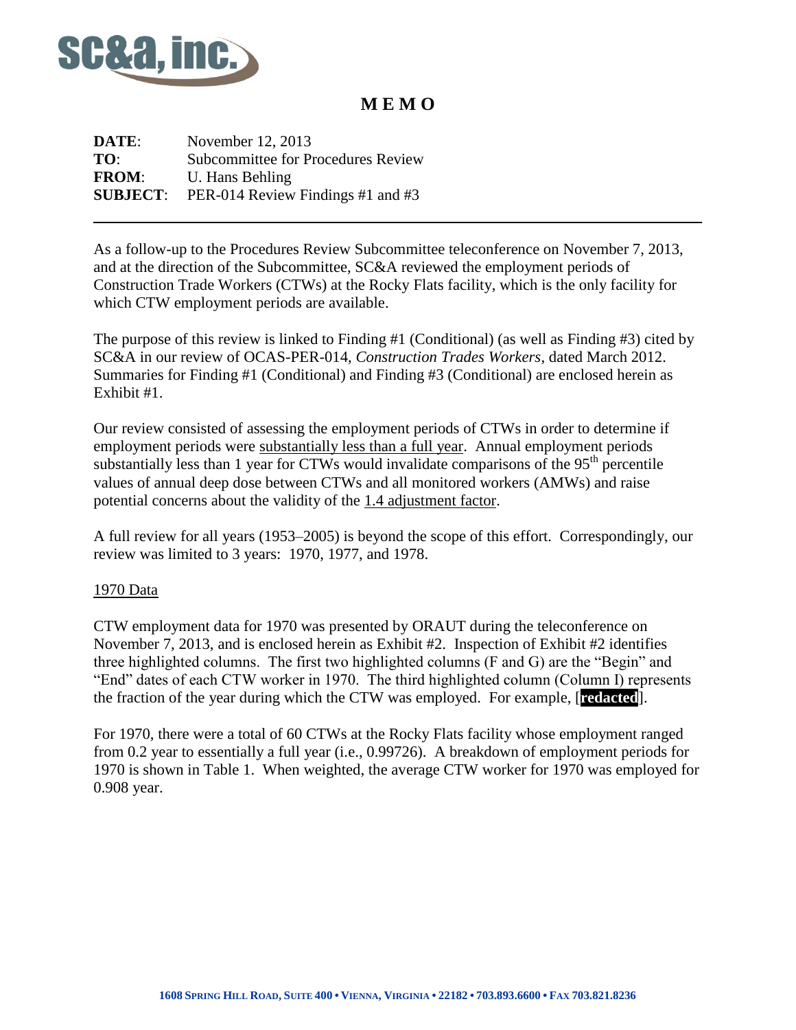# M E M O

**DATE**: November 12, 2013
**TO**: Subcommittee for Procedures Review
**FROM**: U. Hans Behling
**SUBJECT**: PER-014 Review Findings #1 and #3

---

As a follow-up to the Procedures Review Subcommittee teleconference on November 7, 2013, and at the direction of the Subcommittee, SC&A reviewed the employment periods of Construction Trade Workers (CTWs) at the Rocky Flats facility, which is the only facility for which CTW employment periods are available.

The purpose of this review is linked to Finding #1 (Conditional) (as well as Finding #3) cited by SC&A in our review of OCAS-PER-014, *Construction Trades Workers*, dated March 2012. Summaries for Finding #1 (Conditional) and Finding #3 (Conditional) are enclosed herein as Exhibit #1.

Our review consisted of assessing the employment periods of CTWs in order to determine if employment periods were <u>substantially less than a full year</u>. Annual employment periods substantially less than 1 year for CTWs would invalidate comparisons of the 95$^{th}$ percentile values of annual deep dose between CTWs and all monitored workers (AMWs) and raise potential concerns about the validity of the <u>1.4 adjustment factor</u>.

A full review for all years (1953–2005) is beyond the scope of this effort. Correspondingly, our review was limited to 3 years: 1970, 1977, and 1978.

<u>1970 Data</u>

CTW employment data for 1970 was presented by ORAUT during the teleconference on November 7, 2013, and is enclosed herein as Exhibit #2. Inspection of Exhibit #2 identifies three highlighted columns. The first two highlighted columns (F and G) are the "Begin" and "End" dates of each CTW worker in 1970. The third highlighted column (Column I) represents the fraction of the year during which the CTW was employed. For example, [**redacted**].

For 1970, there were a total of 60 CTWs at the Rocky Flats facility whose employment ranged from 0.2 year to essentially a full year (i.e., 0.99726). A breakdown of employment periods for 1970 is shown in Table 1. When weighted, the average CTW worker for 1970 was employed for 0.908 year.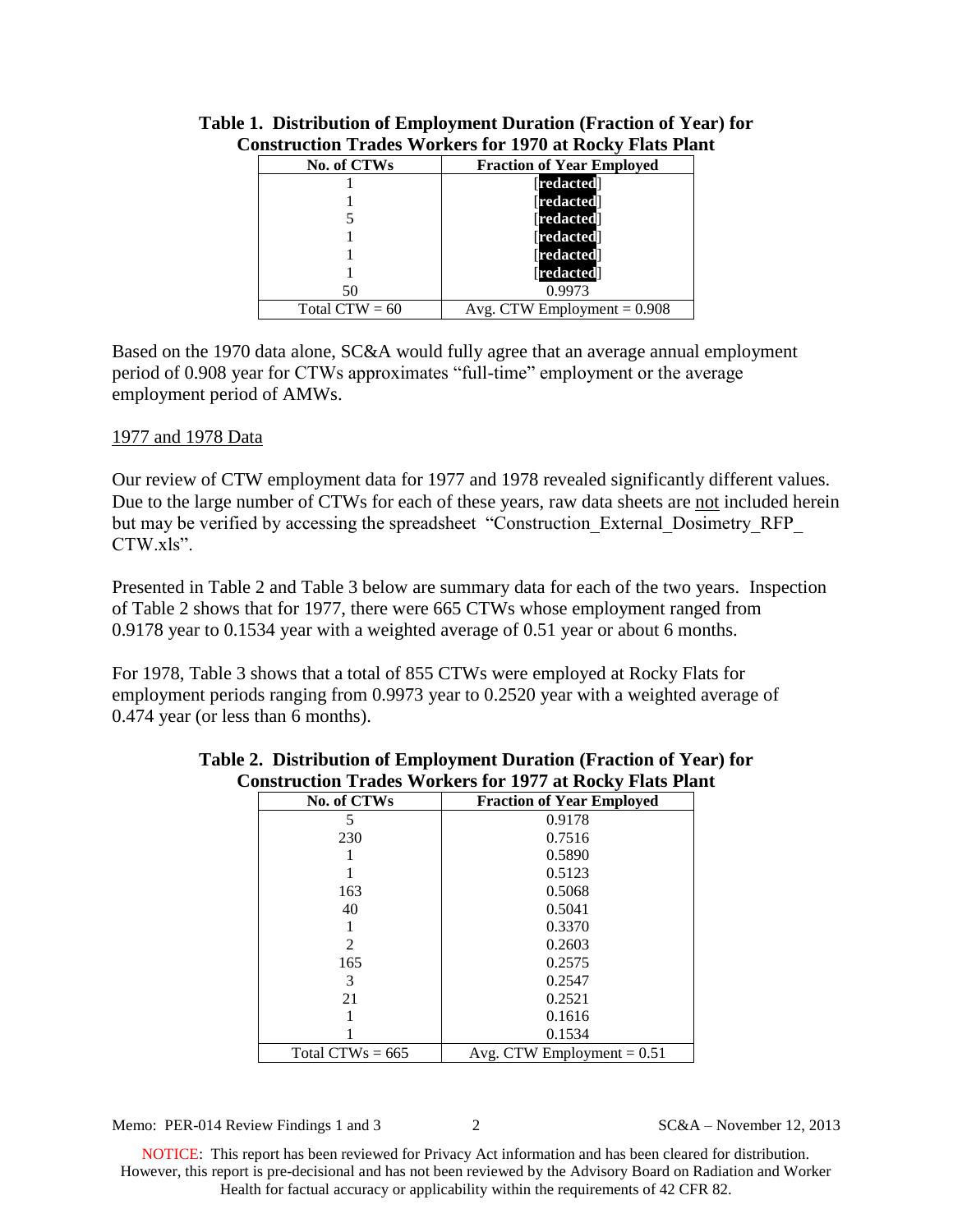**Table 1. Distribution of Employment Duration (Fraction of Year) for Construction Trades Workers for 1970 at Rocky Flats Plant**

| No. of CTWs | Fraction of Year Employed |
|---|---|
| 1 | [redacted] |
| 1 | [redacted] |
| 5 | [redacted] |
| 1 | [redacted] |
| 1 | [redacted] |
| 1 | [redacted] |
| 50 | 0.9973 |
| Total CTW = 60 | Avg. CTW Employment = 0.908 |

Based on the 1970 data alone, SC&A would fully agree that an average annual employment period of 0.908 year for CTWs approximates "full-time" employment or the average employment period of AMWs.

1977 and 1978 Data

Our review of CTW employment data for 1977 and 1978 revealed significantly different values. Due to the large number of CTWs for each of these years, raw data sheets are not included herein but may be verified by accessing the spreadsheet "Construction_External_Dosimetry_RFP_CTW.xls".

Presented in Table 2 and Table 3 below are summary data for each of the two years. Inspection of Table 2 shows that for 1977, there were 665 CTWs whose employment ranged from 0.9178 year to 0.1534 year with a weighted average of 0.51 year or about 6 months.

For 1978, Table 3 shows that a total of 855 CTWs were employed at Rocky Flats for employment periods ranging from 0.9973 year to 0.2520 year with a weighted average of 0.474 year (or less than 6 months).

**Table 2. Distribution of Employment Duration (Fraction of Year) for Construction Trades Workers for 1977 at Rocky Flats Plant**

| No. of CTWs | Fraction of Year Employed |
|---|---|
| 5 | 0.9178 |
| 230 | 0.7516 |
| 1 | 0.5890 |
| 1 | 0.5123 |
| 163 | 0.5068 |
| 40 | 0.5041 |
| 1 | 0.3370 |
| 2 | 0.2603 |
| 165 | 0.2575 |
| 3 | 0.2547 |
| 21 | 0.2521 |
| 1 | 0.1616 |
| 1 | 0.1534 |
| Total CTWs = 665 | Avg. CTW Employment = 0.51 |

NOTICE: This report has been reviewed for Privacy Act information and has been cleared for distribution. However, this report is pre-decisional and has not been reviewed by the Advisory Board on Radiation and Worker Health for factual accuracy or applicability within the requirements of 42 CFR 82.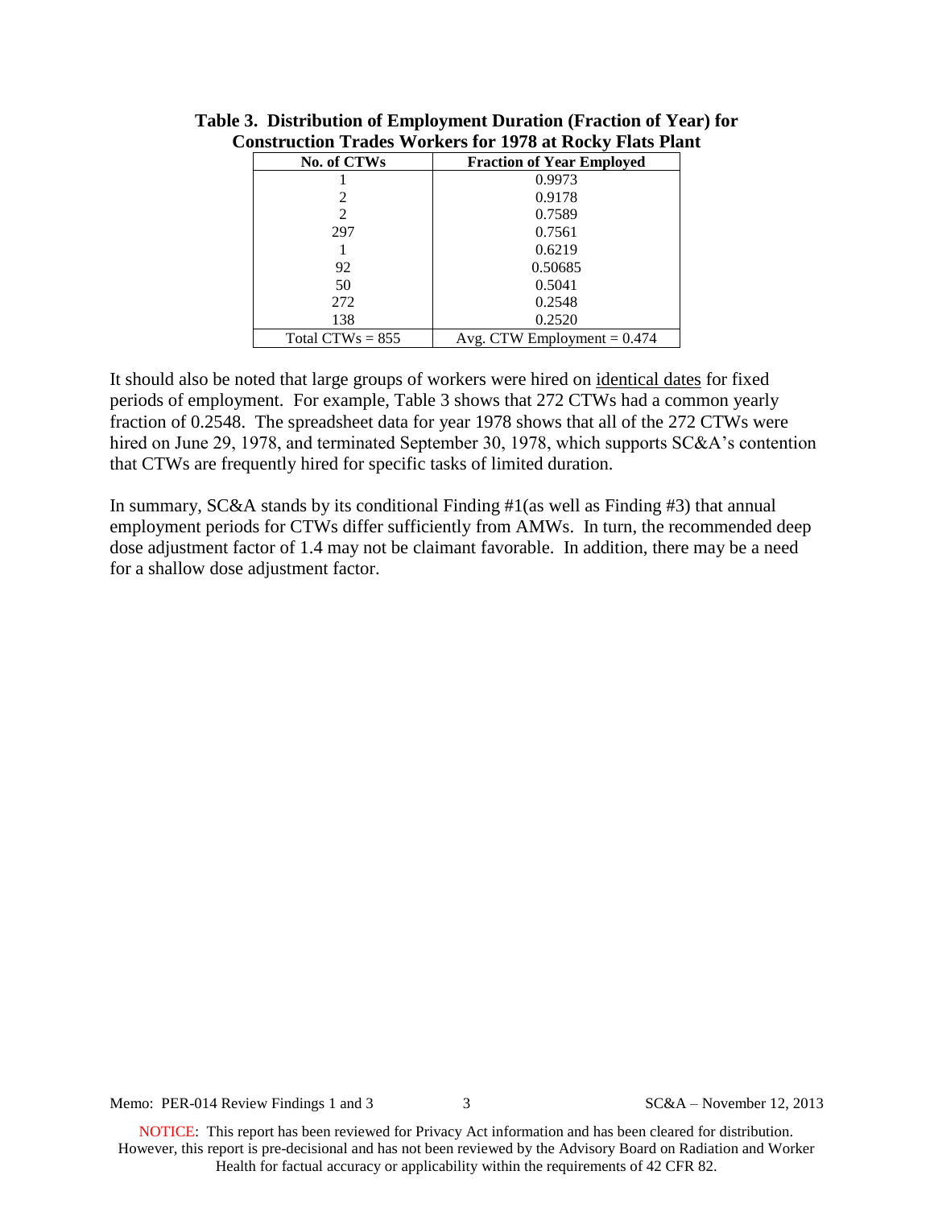**Table 3. Distribution of Employment Duration (Fraction of Year) for Construction Trades Workers for 1978 at Rocky Flats Plant**

| No. of CTWs | Fraction of Year Employed |
|---|---|
| 1 | 0.9973 |
| 2 | 0.9178 |
| 2 | 0.7589 |
| 297 | 0.7561 |
| 1 | 0.6219 |
| 92 | 0.50685 |
| 50 | 0.5041 |
| 272 | 0.2548 |
| 138 | 0.2520 |
| Total CTWs = 855 | Avg. CTW Employment = 0.474 |

It should also be noted that large groups of workers were hired on identical dates for fixed periods of employment. For example, Table 3 shows that 272 CTWs had a common yearly fraction of 0.2548. The spreadsheet data for year 1978 shows that all of the 272 CTWs were hired on June 29, 1978, and terminated September 30, 1978, which supports SC&A's contention that CTWs are frequently hired for specific tasks of limited duration.

In summary, SC&A stands by its conditional Finding #1(as well as Finding #3) that annual employment periods for CTWs differ sufficiently from AMWs. In turn, the recommended deep dose adjustment factor of 1.4 may not be claimant favorable. In addition, there may be a need for a shallow dose adjustment factor.

NOTICE: This report has been reviewed for Privacy Act information and has been cleared for distribution. However, this report is pre-decisional and has not been reviewed by the Advisory Board on Radiation and Worker Health for factual accuracy or applicability within the requirements of 42 CFR 82.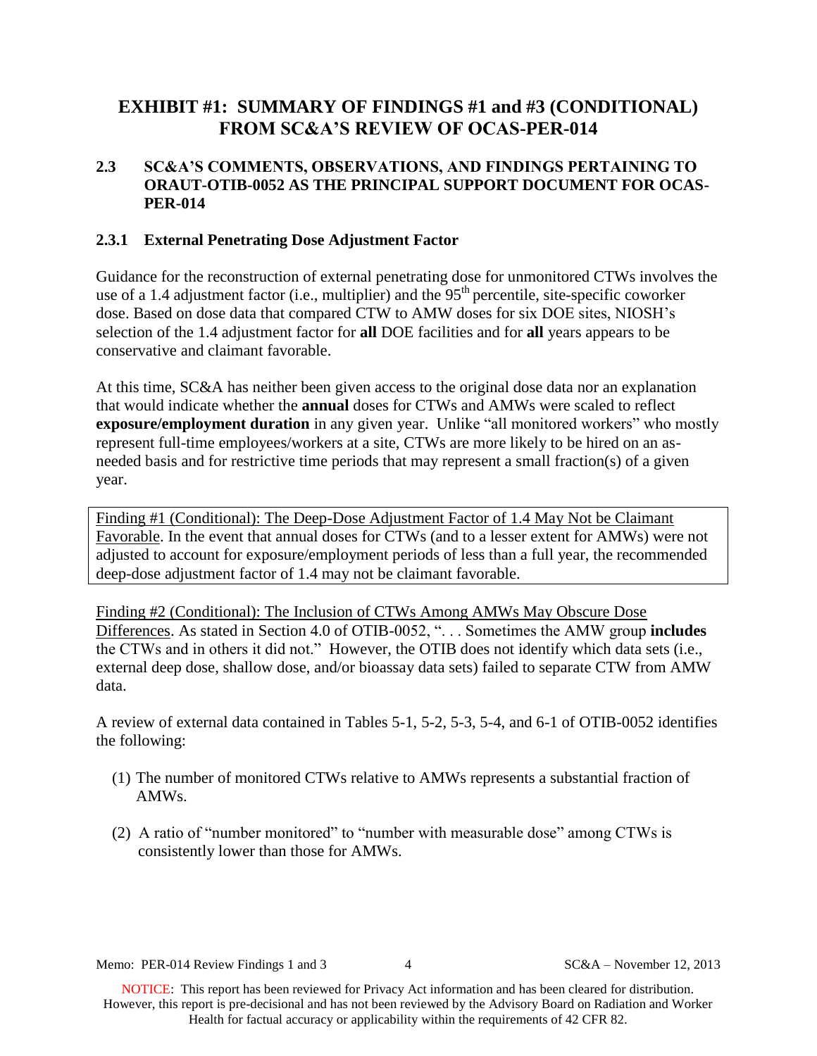# EXHIBIT #1: SUMMARY OF FINDINGS #1 and #3 (CONDITIONAL) FROM SC&A'S REVIEW OF OCAS-PER-014

## 2.3 SC&A'S COMMENTS, OBSERVATIONS, AND FINDINGS PERTAINING TO ORAUT-OTIB-0052 AS THE PRINCIPAL SUPPORT DOCUMENT FOR OCAS-PER-014

### 2.3.1 External Penetrating Dose Adjustment Factor

Guidance for the reconstruction of external penetrating dose for unmonitored CTWs involves the use of a 1.4 adjustment factor (i.e., multiplier) and the 95th percentile, site-specific coworker dose. Based on dose data that compared CTW to AMW doses for six DOE sites, NIOSH's selection of the 1.4 adjustment factor for **all** DOE facilities and for **all** years appears to be conservative and claimant favorable.

At this time, SC&A has neither been given access to the original dose data nor an explanation that would indicate whether the **annual** doses for CTWs and AMWs were scaled to reflect **exposure/employment duration** in any given year. Unlike "all monitored workers" who mostly represent full-time employees/workers at a site, CTWs are more likely to be hired on an as-needed basis and for restrictive time periods that may represent a small fraction(s) of a given year.

Finding #1 (Conditional): The Deep-Dose Adjustment Factor of 1.4 May Not be Claimant Favorable. In the event that annual doses for CTWs (and to a lesser extent for AMWs) were not adjusted to account for exposure/employment periods of less than a full year, the recommended deep-dose adjustment factor of 1.4 may not be claimant favorable.

Finding #2 (Conditional): The Inclusion of CTWs Among AMWs May Obscure Dose Differences. As stated in Section 4.0 of OTIB-0052, ". . . Sometimes the AMW group **includes** the CTWs and in others it did not." However, the OTIB does not identify which data sets (i.e., external deep dose, shallow dose, and/or bioassay data sets) failed to separate CTW from AMW data.

A review of external data contained in Tables 5-1, 5-2, 5-3, 5-4, and 6-1 of OTIB-0052 identifies the following:

(1) The number of monitored CTWs relative to AMWs represents a substantial fraction of AMWs.

(2) A ratio of "number monitored" to "number with measurable dose" among CTWs is consistently lower than those for AMWs.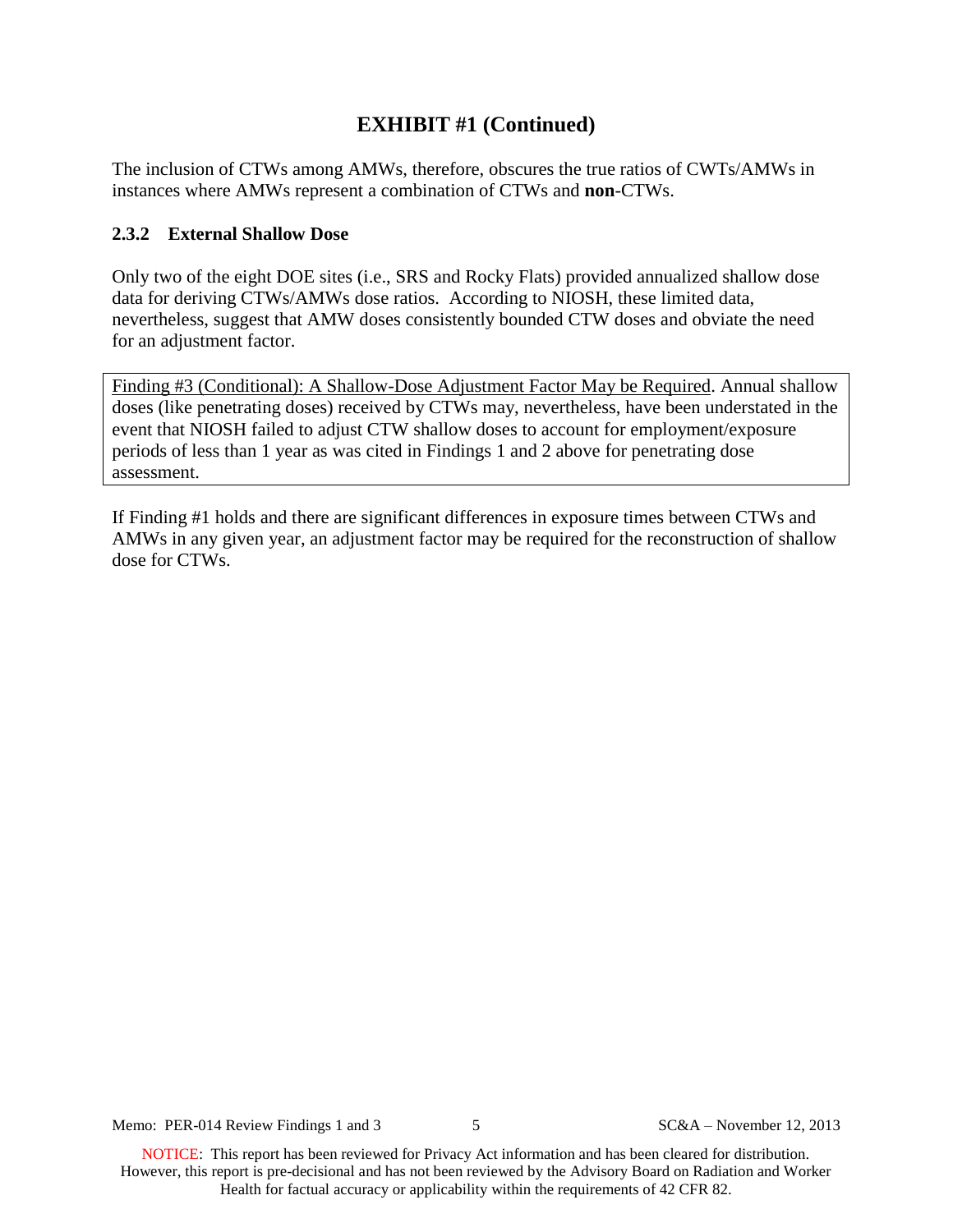## EXHIBIT #1 (Continued)

The inclusion of CTWs among AMWs, therefore, obscures the true ratios of CWTs/AMWs in instances where AMWs represent a combination of CTWs and **non**-CTWs.

### 2.3.2 External Shallow Dose

Only two of the eight DOE sites (i.e., SRS and Rocky Flats) provided annualized shallow dose data for deriving CTWs/AMWs dose ratios. According to NIOSH, these limited data, nevertheless, suggest that AMW doses consistently bounded CTW doses and obviate the need for an adjustment factor.

Finding #3 (Conditional): A Shallow-Dose Adjustment Factor May be Required. Annual shallow doses (like penetrating doses) received by CTWs may, nevertheless, have been understated in the event that NIOSH failed to adjust CTW shallow doses to account for employment/exposure periods of less than 1 year as was cited in Findings 1 and 2 above for penetrating dose assessment.

If Finding #1 holds and there are significant differences in exposure times between CTWs and AMWs in any given year, an adjustment factor may be required for the reconstruction of shallow dose for CTWs.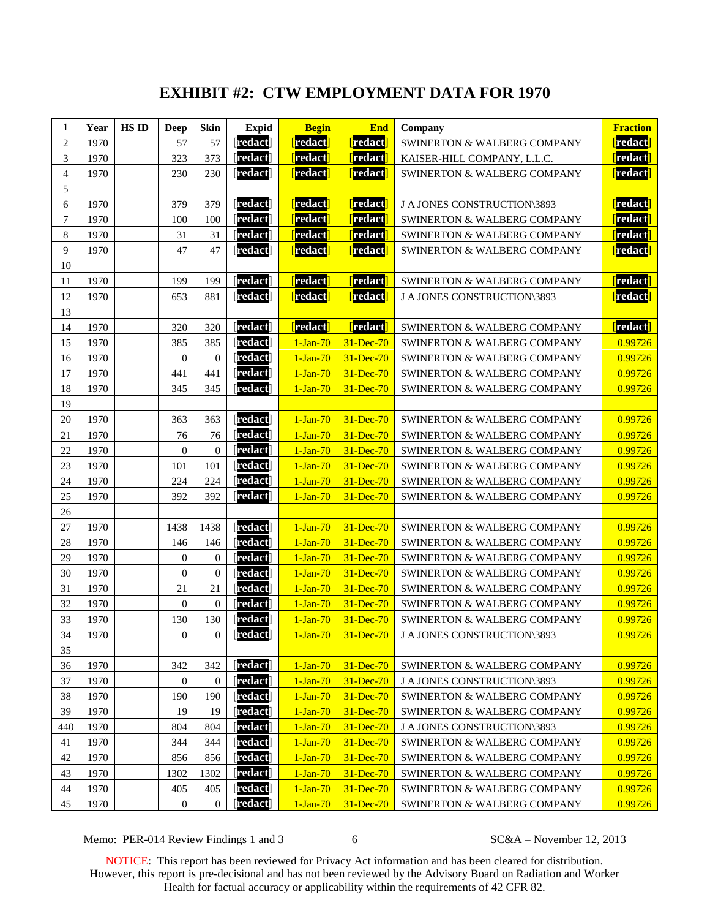# EXHIBIT #2: CTW EMPLOYMENT DATA FOR 1970

| 1 | Year | HS ID | Deep | Skin | Expid | Begin | End | Company | Fraction |
|---|---|---|---|---|---|---|---|---|---|
| 2 | 1970 | | 57 | 57 | [redact] | [redact] | [redact] | SWINERTON & WALBERG COMPANY | [redact] |
| 3 | 1970 | | 323 | 373 | [redact] | [redact] | [redact] | KAISER-HILL COMPANY, L.L.C. | [redact] |
| 4 | 1970 | | 230 | 230 | [redact] | [redact] | [redact] | SWINERTON & WALBERG COMPANY | [redact] |
| 5 | | | | | | | | | |
| 6 | 1970 | | 379 | 379 | [redact] | [redact] | [redact] | J A JONES CONSTRUCTION\3893 | [redact] |
| 7 | 1970 | | 100 | 100 | [redact] | [redact] | [redact] | SWINERTON & WALBERG COMPANY | [redact] |
| 8 | 1970 | | 31 | 31 | [redact] | [redact] | [redact] | SWINERTON & WALBERG COMPANY | [redact] |
| 9 | 1970 | | 47 | 47 | [redact] | [redact] | [redact] | SWINERTON & WALBERG COMPANY | [redact] |
| 10 | | | | | | | | | |
| 11 | 1970 | | 199 | 199 | [redact] | [redact] | [redact] | SWINERTON & WALBERG COMPANY | [redact] |
| 12 | 1970 | | 653 | 881 | [redact] | [redact] | [redact] | J A JONES CONSTRUCTION\3893 | [redact] |
| 13 | | | | | | | | | |
| 14 | 1970 | | 320 | 320 | [redact] | [redact] | [redact] | SWINERTON & WALBERG COMPANY | [redact] |
| 15 | 1970 | | 385 | 385 | [redact] | 1-Jan-70 | 31-Dec-70 | SWINERTON & WALBERG COMPANY | 0.99726 |
| 16 | 1970 | | 0 | 0 | [redact] | 1-Jan-70 | 31-Dec-70 | SWINERTON & WALBERG COMPANY | 0.99726 |
| 17 | 1970 | | 441 | 441 | [redact] | 1-Jan-70 | 31-Dec-70 | SWINERTON & WALBERG COMPANY | 0.99726 |
| 18 | 1970 | | 345 | 345 | [redact] | 1-Jan-70 | 31-Dec-70 | SWINERTON & WALBERG COMPANY | 0.99726 |
| 19 | | | | | | | | | |
| 20 | 1970 | | 363 | 363 | [redact] | 1-Jan-70 | 31-Dec-70 | SWINERTON & WALBERG COMPANY | 0.99726 |
| 21 | 1970 | | 76 | 76 | [redact] | 1-Jan-70 | 31-Dec-70 | SWINERTON & WALBERG COMPANY | 0.99726 |
| 22 | 1970 | | 0 | 0 | [redact] | 1-Jan-70 | 31-Dec-70 | SWINERTON & WALBERG COMPANY | 0.99726 |
| 23 | 1970 | | 101 | 101 | [redact] | 1-Jan-70 | 31-Dec-70 | SWINERTON & WALBERG COMPANY | 0.99726 |
| 24 | 1970 | | 224 | 224 | [redact] | 1-Jan-70 | 31-Dec-70 | SWINERTON & WALBERG COMPANY | 0.99726 |
| 25 | 1970 | | 392 | 392 | [redact] | 1-Jan-70 | 31-Dec-70 | SWINERTON & WALBERG COMPANY | 0.99726 |
| 26 | | | | | | | | | |
| 27 | 1970 | | 1438 | 1438 | [redact] | 1-Jan-70 | 31-Dec-70 | SWINERTON & WALBERG COMPANY | 0.99726 |
| 28 | 1970 | | 146 | 146 | [redact] | 1-Jan-70 | 31-Dec-70 | SWINERTON & WALBERG COMPANY | 0.99726 |
| 29 | 1970 | | 0 | 0 | [redact] | 1-Jan-70 | 31-Dec-70 | SWINERTON & WALBERG COMPANY | 0.99726 |
| 30 | 1970 | | 0 | 0 | [redact] | 1-Jan-70 | 31-Dec-70 | SWINERTON & WALBERG COMPANY | 0.99726 |
| 31 | 1970 | | 21 | 21 | [redact] | 1-Jan-70 | 31-Dec-70 | SWINERTON & WALBERG COMPANY | 0.99726 |
| 32 | 1970 | | 0 | 0 | [redact] | 1-Jan-70 | 31-Dec-70 | SWINERTON & WALBERG COMPANY | 0.99726 |
| 33 | 1970 | | 130 | 130 | [redact] | 1-Jan-70 | 31-Dec-70 | SWINERTON & WALBERG COMPANY | 0.99726 |
| 34 | 1970 | | 0 | 0 | [redact] | 1-Jan-70 | 31-Dec-70 | J A JONES CONSTRUCTION\3893 | 0.99726 |
| 35 | | | | | | | | | |
| 36 | 1970 | | 342 | 342 | [redact] | 1-Jan-70 | 31-Dec-70 | SWINERTON & WALBERG COMPANY | 0.99726 |
| 37 | 1970 | | 0 | 0 | [redact] | 1-Jan-70 | 31-Dec-70 | J A JONES CONSTRUCTION\3893 | 0.99726 |
| 38 | 1970 | | 190 | 190 | [redact] | 1-Jan-70 | 31-Dec-70 | SWINERTON & WALBERG COMPANY | 0.99726 |
| 39 | 1970 | | 19 | 19 | [redact] | 1-Jan-70 | 31-Dec-70 | SWINERTON & WALBERG COMPANY | 0.99726 |
| 440 | 1970 | | 804 | 804 | [redact] | 1-Jan-70 | 31-Dec-70 | J A JONES CONSTRUCTION\3893 | 0.99726 |
| 41 | 1970 | | 344 | 344 | [redact] | 1-Jan-70 | 31-Dec-70 | SWINERTON & WALBERG COMPANY | 0.99726 |
| 42 | 1970 | | 856 | 856 | [redact] | 1-Jan-70 | 31-Dec-70 | SWINERTON & WALBERG COMPANY | 0.99726 |
| 43 | 1970 | | 1302 | 1302 | [redact] | 1-Jan-70 | 31-Dec-70 | SWINERTON & WALBERG COMPANY | 0.99726 |
| 44 | 1970 | | 405 | 405 | [redact] | 1-Jan-70 | 31-Dec-70 | SWINERTON & WALBERG COMPANY | 0.99726 |
| 45 | 1970 | | 0 | 0 | [redact] | 1-Jan-70 | 31-Dec-70 | SWINERTON & WALBERG COMPANY | 0.99726 |

NOTICE: This report has been reviewed for Privacy Act information and has been cleared for distribution. However, this report is pre-decisional and has not been reviewed by the Advisory Board on Radiation and Worker Health for factual accuracy or applicability within the requirements of 42 CFR 82.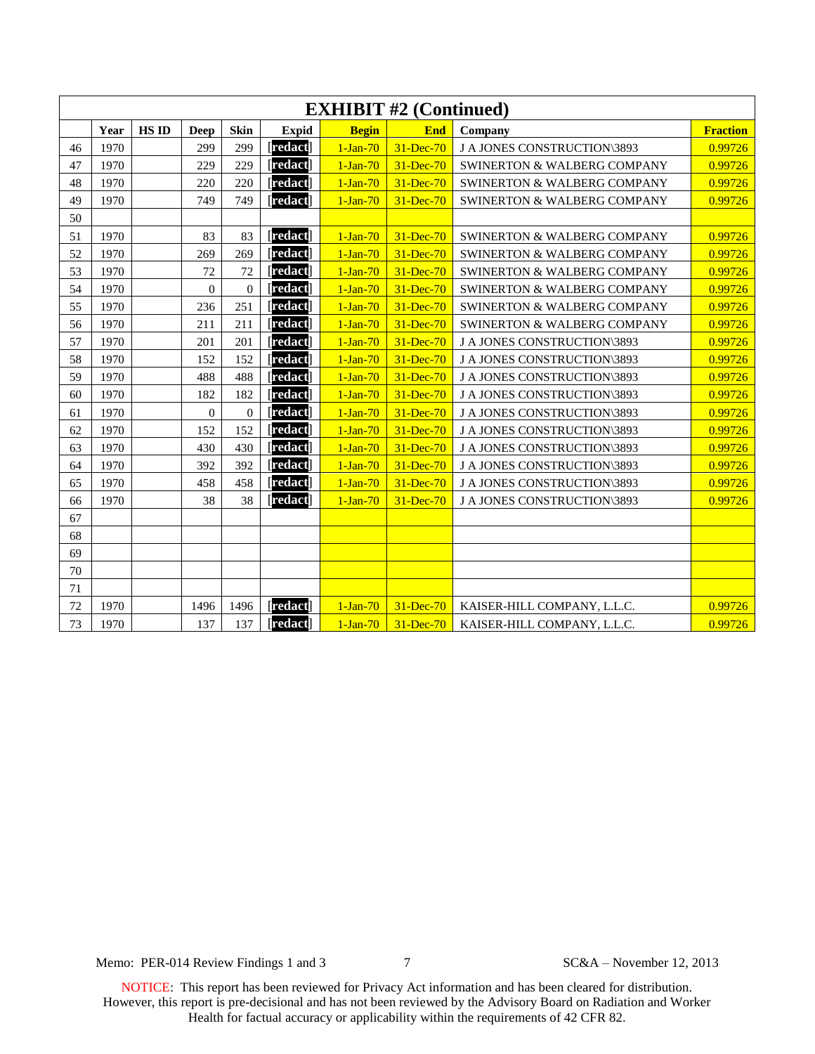| EXHIBIT #2 (Continued) | | | | | | | | | |
|---|---|---|---|---|---|---|---|---|---|
| | **Year** | **HS ID** | **Deep** | **Skin** | **Expid** | **Begin** | **End** | **Company** | **Fraction** |
| 46 | 1970 | | 299 | 299 | [redact] | 1-Jan-70 | 31-Dec-70 | J A JONES CONSTRUCTION\3893 | 0.99726 |
| 47 | 1970 | | 229 | 229 | [redact] | 1-Jan-70 | 31-Dec-70 | SWINERTON & WALBERG COMPANY | 0.99726 |
| 48 | 1970 | | 220 | 220 | [redact] | 1-Jan-70 | 31-Dec-70 | SWINERTON & WALBERG COMPANY | 0.99726 |
| 49 | 1970 | | 749 | 749 | [redact] | 1-Jan-70 | 31-Dec-70 | SWINERTON & WALBERG COMPANY | 0.99726 |
| 50 | | | | | | | | | |
| 51 | 1970 | | 83 | 83 | [redact] | 1-Jan-70 | 31-Dec-70 | SWINERTON & WALBERG COMPANY | 0.99726 |
| 52 | 1970 | | 269 | 269 | [redact] | 1-Jan-70 | 31-Dec-70 | SWINERTON & WALBERG COMPANY | 0.99726 |
| 53 | 1970 | | 72 | 72 | [redact] | 1-Jan-70 | 31-Dec-70 | SWINERTON & WALBERG COMPANY | 0.99726 |
| 54 | 1970 | | 0 | 0 | [redact] | 1-Jan-70 | 31-Dec-70 | SWINERTON & WALBERG COMPANY | 0.99726 |
| 55 | 1970 | | 236 | 251 | [redact] | 1-Jan-70 | 31-Dec-70 | SWINERTON & WALBERG COMPANY | 0.99726 |
| 56 | 1970 | | 211 | 211 | [redact] | 1-Jan-70 | 31-Dec-70 | SWINERTON & WALBERG COMPANY | 0.99726 |
| 57 | 1970 | | 201 | 201 | [redact] | 1-Jan-70 | 31-Dec-70 | J A JONES CONSTRUCTION\3893 | 0.99726 |
| 58 | 1970 | | 152 | 152 | [redact] | 1-Jan-70 | 31-Dec-70 | J A JONES CONSTRUCTION\3893 | 0.99726 |
| 59 | 1970 | | 488 | 488 | [redact] | 1-Jan-70 | 31-Dec-70 | J A JONES CONSTRUCTION\3893 | 0.99726 |
| 60 | 1970 | | 182 | 182 | [redact] | 1-Jan-70 | 31-Dec-70 | J A JONES CONSTRUCTION\3893 | 0.99726 |
| 61 | 1970 | | 0 | 0 | [redact] | 1-Jan-70 | 31-Dec-70 | J A JONES CONSTRUCTION\3893 | 0.99726 |
| 62 | 1970 | | 152 | 152 | [redact] | 1-Jan-70 | 31-Dec-70 | J A JONES CONSTRUCTION\3893 | 0.99726 |
| 63 | 1970 | | 430 | 430 | [redact] | 1-Jan-70 | 31-Dec-70 | J A JONES CONSTRUCTION\3893 | 0.99726 |
| 64 | 1970 | | 392 | 392 | [redact] | 1-Jan-70 | 31-Dec-70 | J A JONES CONSTRUCTION\3893 | 0.99726 |
| 65 | 1970 | | 458 | 458 | [redact] | 1-Jan-70 | 31-Dec-70 | J A JONES CONSTRUCTION\3893 | 0.99726 |
| 66 | 1970 | | 38 | 38 | [redact] | 1-Jan-70 | 31-Dec-70 | J A JONES CONSTRUCTION\3893 | 0.99726 |
| 67 | | | | | | | | | |
| 68 | | | | | | | | | |
| 69 | | | | | | | | | |
| 70 | | | | | | | | | |
| 71 | | | | | | | | | |
| 72 | 1970 | | 1496 | 1496 | [redact] | 1-Jan-70 | 31-Dec-70 | KAISER-HILL COMPANY, L.L.C. | 0.99726 |
| 73 | 1970 | | 137 | 137 | [redact] | 1-Jan-70 | 31-Dec-70 | KAISER-HILL COMPANY, L.L.C. | 0.99726 |

NOTICE: This report has been reviewed for Privacy Act information and has been cleared for distribution. However, this report is pre-decisional and has not been reviewed by the Advisory Board on Radiation and Worker Health for factual accuracy or applicability within the requirements of 42 CFR 82.